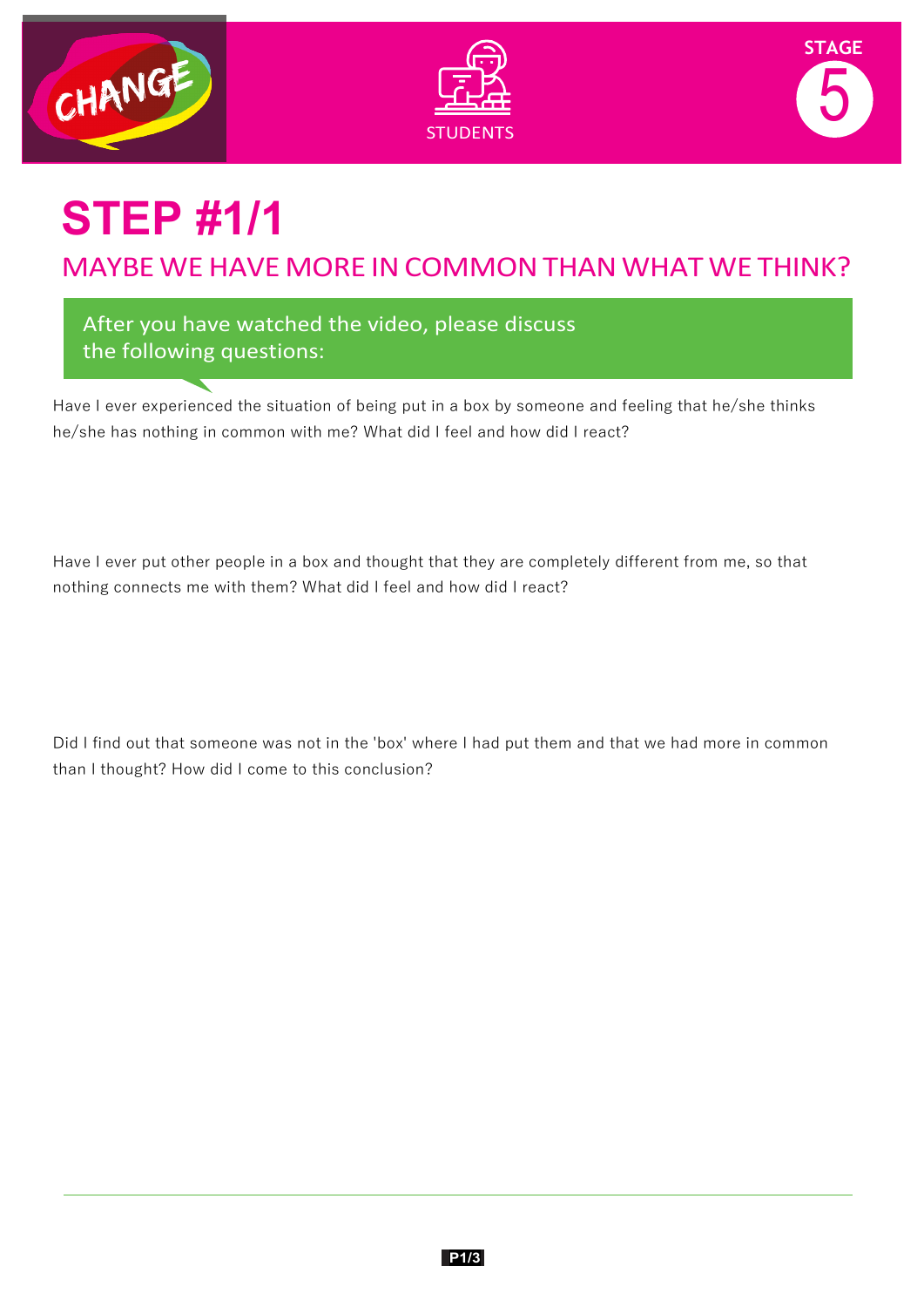CHANGE

STUDENTS

STAGE 5

# STEP #1/1

## MAYBE WE HAVE MORE IN COMMON THAN WHAT WE THINK?

After you have watched the video, please discuss the following questions:

Have I ever experienced the situation of being put in a box by someone and feeling that he/she thinks he/she has nothing in common with me? What did I feel and how did I react?

Have I ever put other people in a box and thought that they are completely different from me, so that nothing connects me with them? What did I feel and how did I react?

Did I find out that someone was not in the 'box' where I had put them and that we had more in common than I thought? How did I come to this conclusion?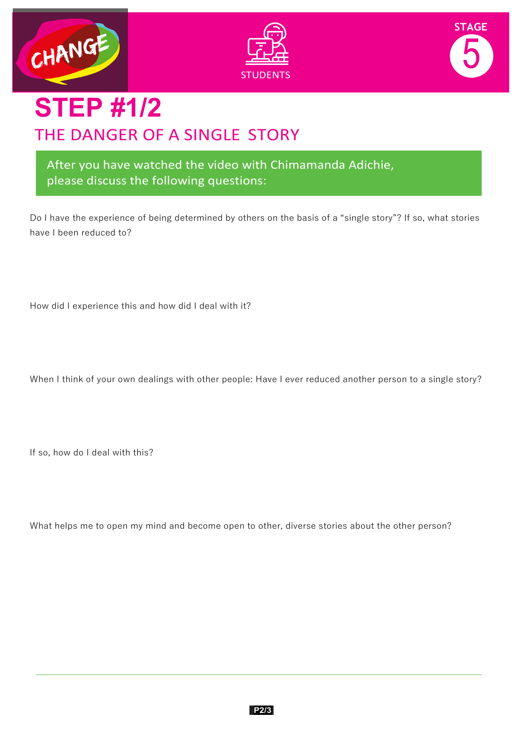CHANGE

STUDENTS

STAGE 5

# STEP #1/2

## THE DANGER OF A SINGLE STORY

After you have watched the video with Chimamanda Adichie, please discuss the following questions:

Do I have the experience of being determined by others on the basis of a “single story”? If so, what stories have I been reduced to?

How did I experience this and how did I deal with it?

When I think of your own dealings with other people: Have I ever reduced another person to a single story?

If so, how do I deal with this?

What helps me to open my mind and become open to other, diverse stories about the other person?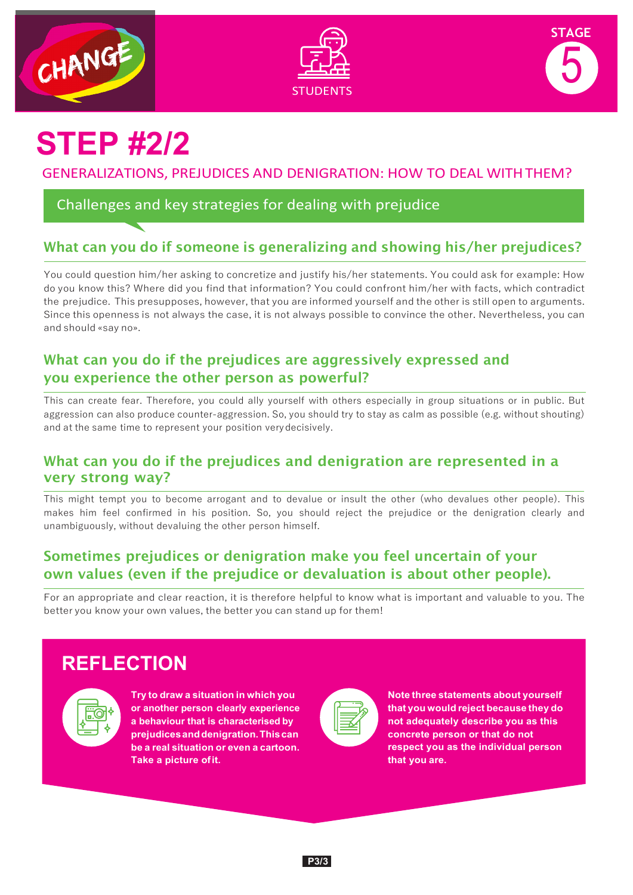CHANGE

STUDENTS

STAGE 5

# STEP #2/2

GENERALIZATIONS, PREJUDICES AND DENIGRATION: HOW TO DEAL WITH THEM?

## Challenges and key strategies for dealing with prejudice

### What can you do if someone is generalizing and showing his/her prejudices?

You could question him/her asking to concretize and justify his/her statements. You could ask for example: How do you know this? Where did you find that information? You could confront him/her with facts, which contradict the prejudice. This presupposes, however, that you are informed yourself and the other is still open to arguments. Since this openness is not always the case, it is not always possible to convince the other. Nevertheless, you can and should «say no».

### What can you do if the prejudices are aggressively expressed and you experience the other person as powerful?

This can create fear. Therefore, you could ally yourself with others especially in group situations or in public. But aggression can also produce counter-aggression. So, you should try to stay as calm as possible (e.g. without shouting) and at the same time to represent your position very decisively.

### What can you do if the prejudices and denigration are represented in a very strong way?

This might tempt you to become arrogant and to devalue or insult the other (who devalues other people). This makes him feel confirmed in his position. So, you should reject the prejudice or the denigration clearly and unambiguously, without devaluing the other person himself.

### Sometimes prejudices or denigration make you feel uncertain of your own values (even if the prejudice or devaluation is about other people).

For an appropriate and clear reaction, it is therefore helpful to know what is important and valuable to you. The better you know your own values, the better you can stand up for them!

## REFLECTION

**Try to draw a situation in which you or another person clearly experience a behaviour that is characterised by prejudices and denigration. This can be a real situation or even a cartoon. Take a picture of it.**

**Note three statements about yourself that you would reject because they do not adequately describe you as this concrete person or that do not respect you as the individual person that you are.**